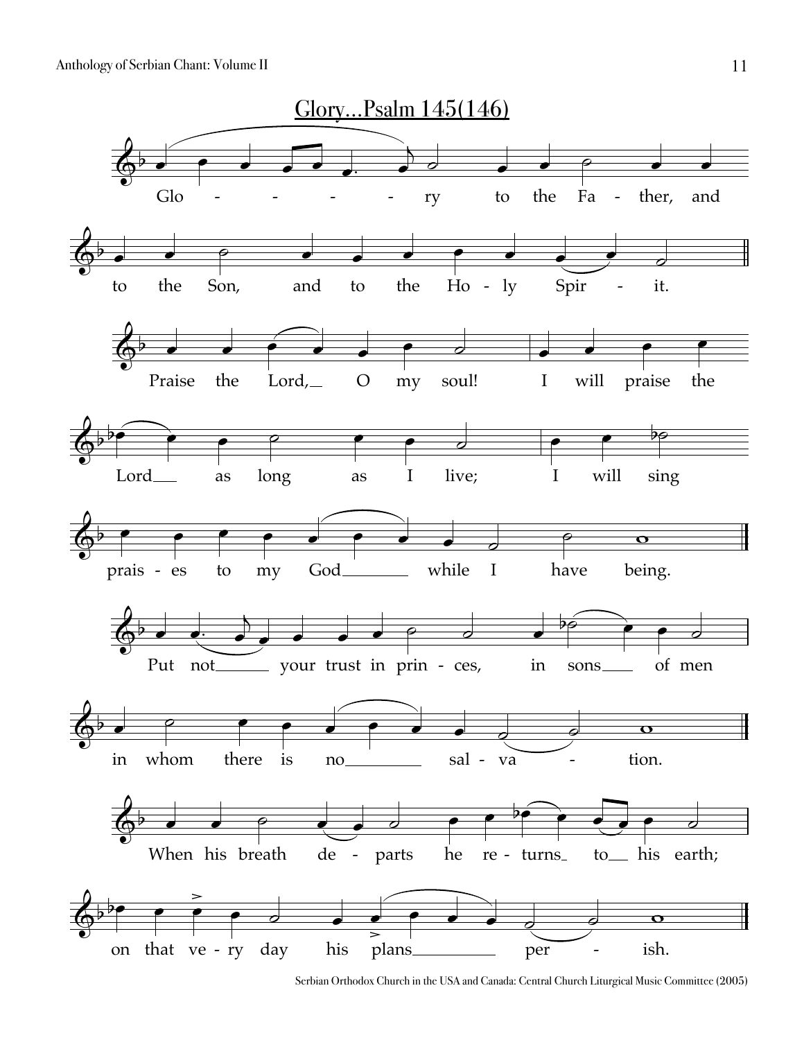## Glory...Psalm 145(146)

Glo - - - - ry to the Fa - ther, and

to the Son, and to the Ho - ly Spir - it.

Praise the Lord, O my soul! I will praise the

Lord as long as I live; I will sing

prais - es to my God while I have being.

Put not your trust in prin - ces, in sons of men

in whom there is no sal - va - tion.

When his breath de - parts he re - turns to his earth;

on that ve - ry day his plans per - ish.

Serbian Orthodox Church in the USA and Canada: Central Church Liturgical Music Committee (2005)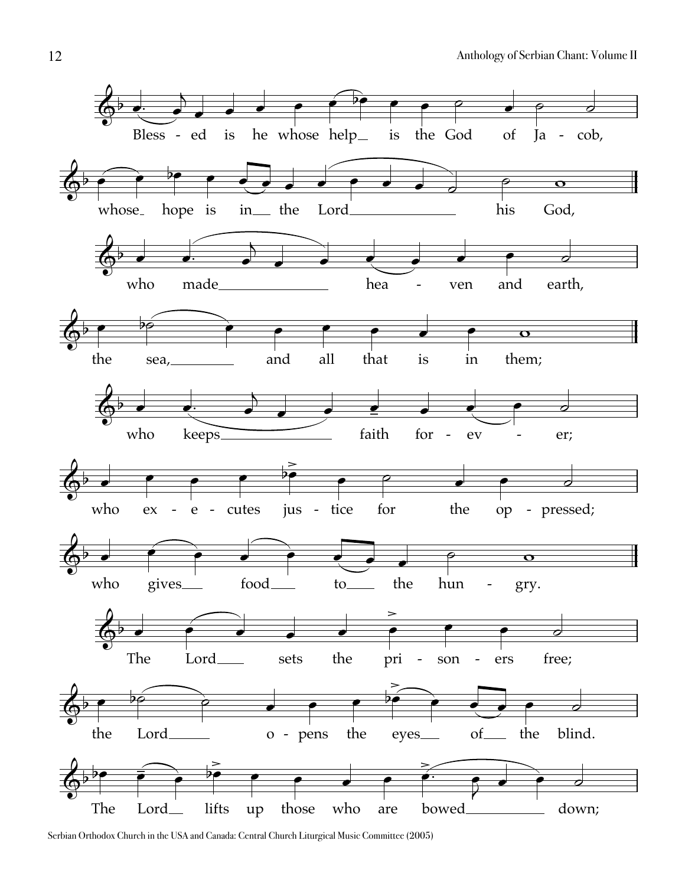Blessed is he whose help is the God of Jacob,

whose hope is in the Lord his God,

who made heaven and earth,

the sea, and all that is in them;

who keeps faith for ever;

who executes justice for the oppressed;

who gives food to the hungry.

The Lord sets the prisoners free;

the Lord opens the eyes of the blind.

The Lord lifts up those who are bowed down;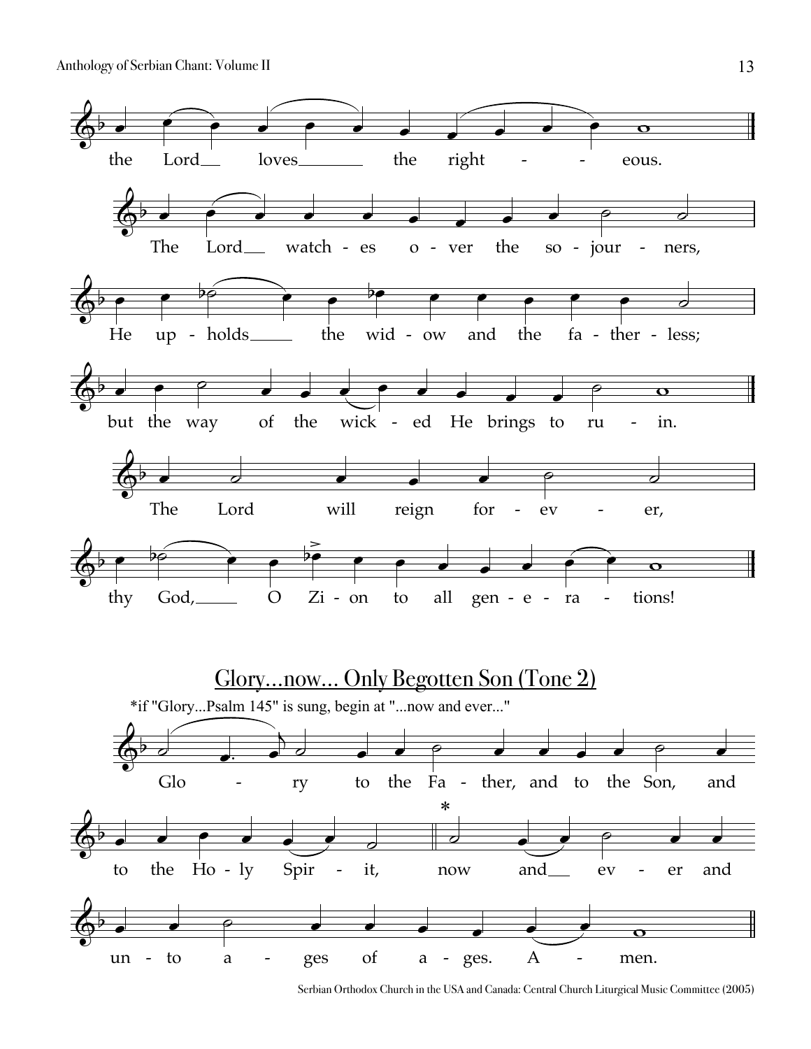the Lord loves the righteous.

The Lord watches over the sojourners,

He upholds the widow and the fatherless;

but the way of the wicked He brings to ruin.

The Lord will reign forever,

thy God, O Zion to all generations!

## Glory...now... Only Begotten Son (Tone 2)

*if "Glory...Psalm 145" is sung, begin at "...now and ever..."

Glory to the Father, and to the Son, and to the Holy Spirit, * now and ever and unto ages of ages. Amen.

Serbian Orthodox Church in the USA and Canada: Central Church Liturgical Music Committee (2005)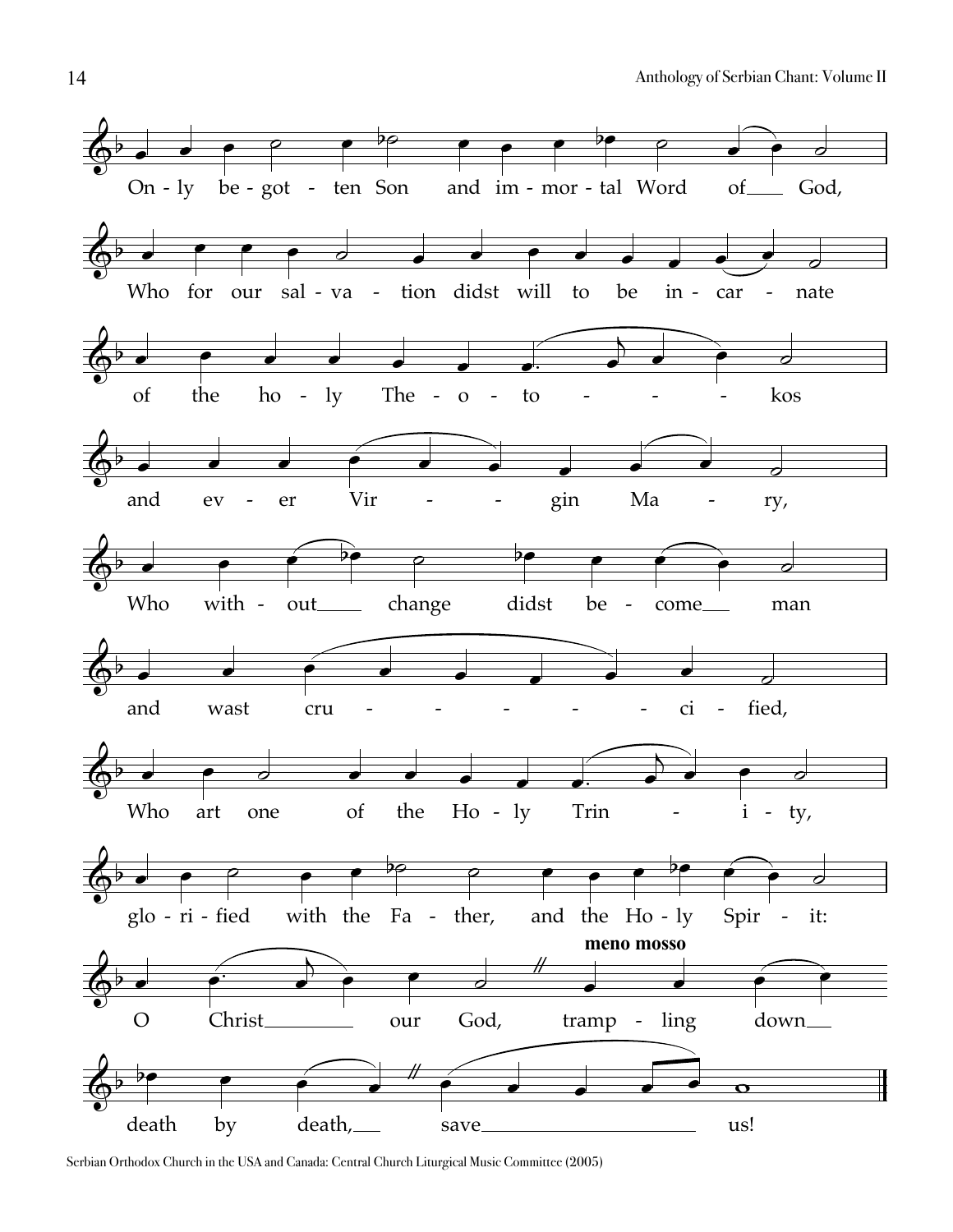On - ly be - got - ten Son and im - mor - tal Word of God,

Who for our sal - va - tion didst will to be in - car - nate

of the ho - ly The - o - to - - - kos

and ev - er Vir - - gin Ma - ry,

Who with - out change didst be - come man

and wast cru - - - - - ci - fied,

Who art one of the Ho - ly Trin - i - ty,

glo - ri - fied with the Fa - ther, and the Ho - ly Spir - it:

**meno mosso**

O Christ our God, tramp - ling down

death by death, save us!

Serbian Orthodox Church in the USA and Canada: Central Church Liturgical Music Committee (2005)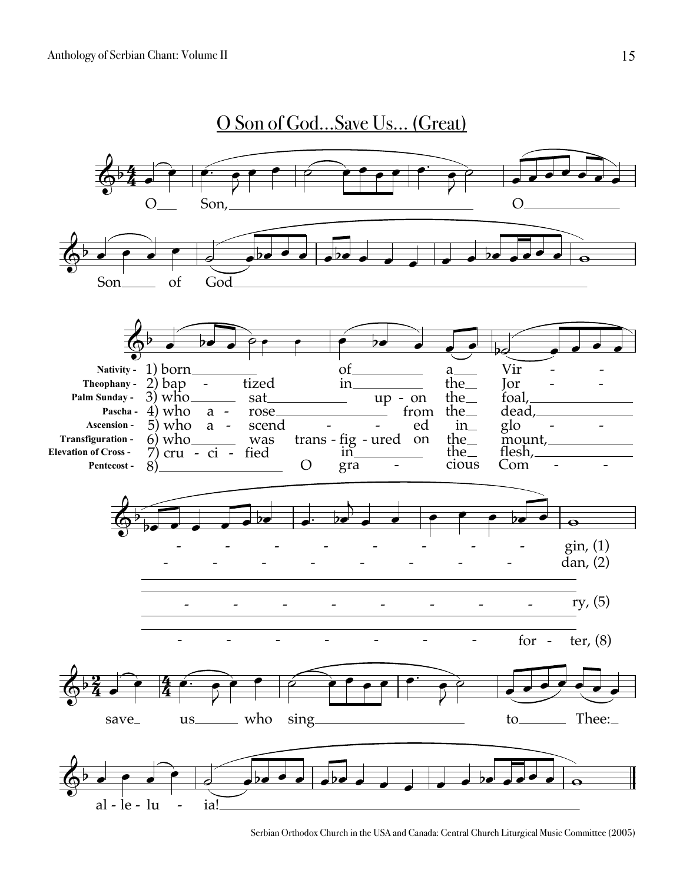# O Son of God...Save Us... (Great)

O Son, O Son of God

| | |
|---|---|
| Nativity - | 1) born of a Virgin, (1) |
| Theophany - | 2) baptized in the Jordan, (2) |
| Palm Sunday - | 3) who sat upon the foal, |
| Pascha - | 4) who arose from the dead, |
| Ascension - | 5) who ascended in glory, (5) |
| Transfiguration - | 6) who was transfigured on the mount, |
| Elevation of Cross - | 7) crucified in the flesh, |
| Pentecost - | 8) O gracious Comforter, (8) |

save us who sing to Thee: alleluia!

Serbian Orthodox Church in the USA and Canada: Central Church Liturgical Music Committee (2005)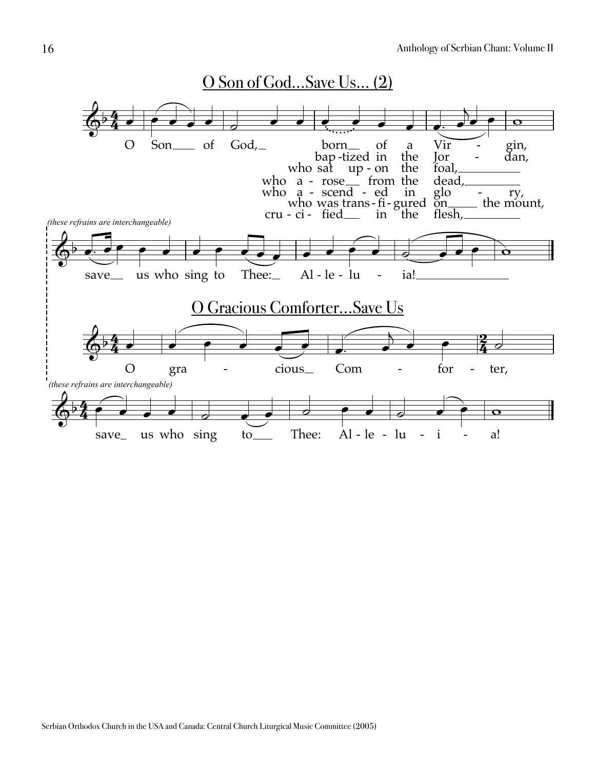## O Son of God…Save Us… (2)

O Son of God,
born of a Virgin,
baptized in the Jordan,
who sat upon the foal,
who arose from the dead,
who ascended in glory,
who was transfigured on the mount,
crucified in the flesh,

*(these refrains are interchangeable)*

save us who sing to Thee: Alleluia!

## O Gracious Comforter…Save Us

O gracious Comforter,

*(these refrains are interchangeable)*

save us who sing to Thee: Alleluia!

Serbian Orthodox Church in the USA and Canada: Central Church Liturgical Music Committee (2005)